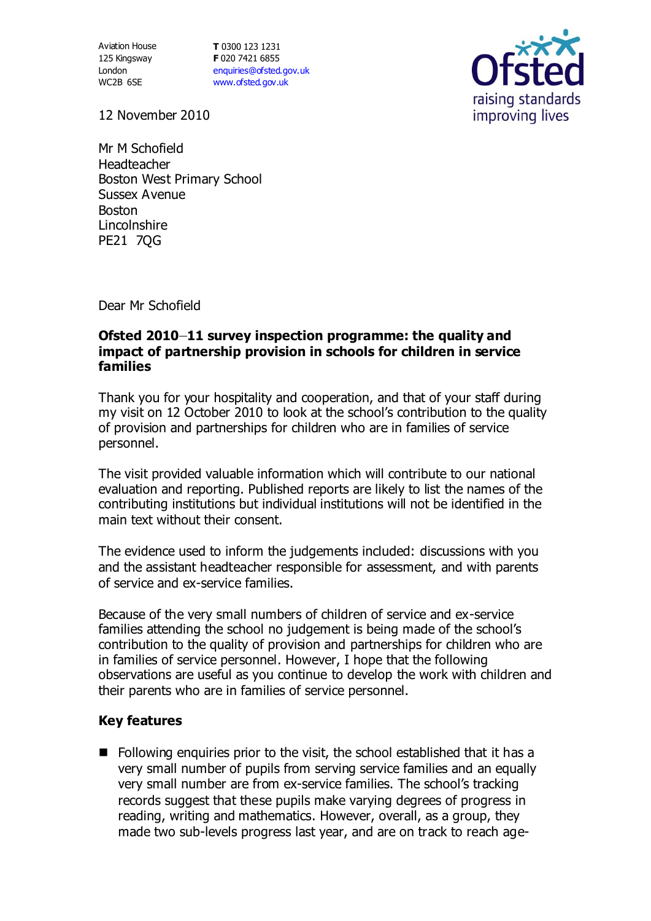Aviation House
125 Kingsway
London
WC2B 6SE

**T** 0300 123 1231
**F** 020 7421 6855
enquiries@ofsted.gov.uk
www.ofsted.gov.uk

Ofsted
raising standards
improving lives

12 November 2010

Mr M Schofield
Headteacher
Boston West Primary School
Sussex Avenue
Boston
Lincolnshire
PE21 7QG

Dear Mr Schofield

**Ofsted 2010–11 survey inspection programme: the quality and impact of partnership provision in schools for children in service families**

Thank you for your hospitality and cooperation, and that of your staff during my visit on 12 October 2010 to look at the school's contribution to the quality of provision and partnerships for children who are in families of service personnel.

The visit provided valuable information which will contribute to our national evaluation and reporting. Published reports are likely to list the names of the contributing institutions but individual institutions will not be identified in the main text without their consent.

The evidence used to inform the judgements included: discussions with you and the assistant headteacher responsible for assessment, and with parents of service and ex-service families.

Because of the very small numbers of children of service and ex-service families attending the school no judgement is being made of the school's contribution to the quality of provision and partnerships for children who are in families of service personnel. However, I hope that the following observations are useful as you continue to develop the work with children and their parents who are in families of service personnel.

**Key features**

- Following enquiries prior to the visit, the school established that it has a very small number of pupils from serving service families and an equally very small number are from ex-service families. The school's tracking records suggest that these pupils make varying degrees of progress in reading, writing and mathematics. However, overall, as a group, they made two sub-levels progress last year, and are on track to reach age-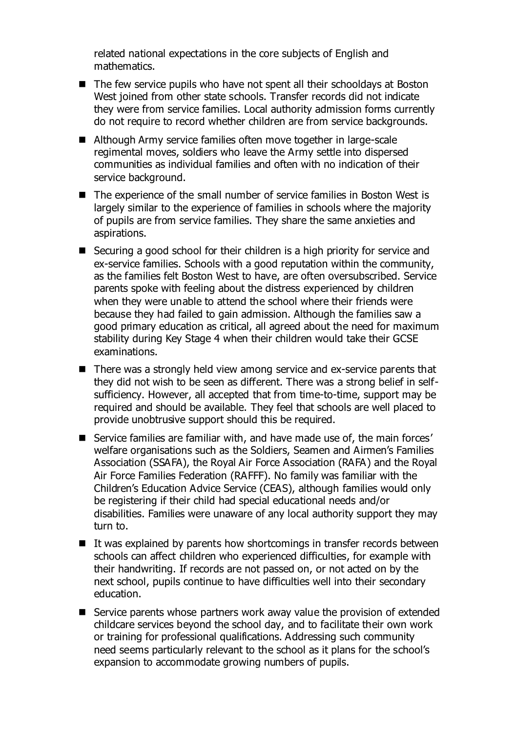related national expectations in the core subjects of English and mathematics.

- The few service pupils who have not spent all their schooldays at Boston West joined from other state schools. Transfer records did not indicate they were from service families. Local authority admission forms currently do not require to record whether children are from service backgrounds.

- Although Army service families often move together in large-scale regimental moves, soldiers who leave the Army settle into dispersed communities as individual families and often with no indication of their service background.

- The experience of the small number of service families in Boston West is largely similar to the experience of families in schools where the majority of pupils are from service families. They share the same anxieties and aspirations.

- Securing a good school for their children is a high priority for service and ex-service families. Schools with a good reputation within the community, as the families felt Boston West to have, are often oversubscribed. Service parents spoke with feeling about the distress experienced by children when they were unable to attend the school where their friends were because they had failed to gain admission. Although the families saw a good primary education as critical, all agreed about the need for maximum stability during Key Stage 4 when their children would take their GCSE examinations.

- There was a strongly held view among service and ex-service parents that they did not wish to be seen as different. There was a strong belief in self-sufficiency. However, all accepted that from time-to-time, support may be required and should be available. They feel that schools are well placed to provide unobtrusive support should this be required.

- Service families are familiar with, and have made use of, the main forces' welfare organisations such as the Soldiers, Seamen and Airmen's Families Association (SSAFA), the Royal Air Force Association (RAFA) and the Royal Air Force Families Federation (RAFFF). No family was familiar with the Children's Education Advice Service (CEAS), although families would only be registering if their child had special educational needs and/or disabilities. Families were unaware of any local authority support they may turn to.

- It was explained by parents how shortcomings in transfer records between schools can affect children who experienced difficulties, for example with their handwriting. If records are not passed on, or not acted on by the next school, pupils continue to have difficulties well into their secondary education.

- Service parents whose partners work away value the provision of extended childcare services beyond the school day, and to facilitate their own work or training for professional qualifications. Addressing such community need seems particularly relevant to the school as it plans for the school's expansion to accommodate growing numbers of pupils.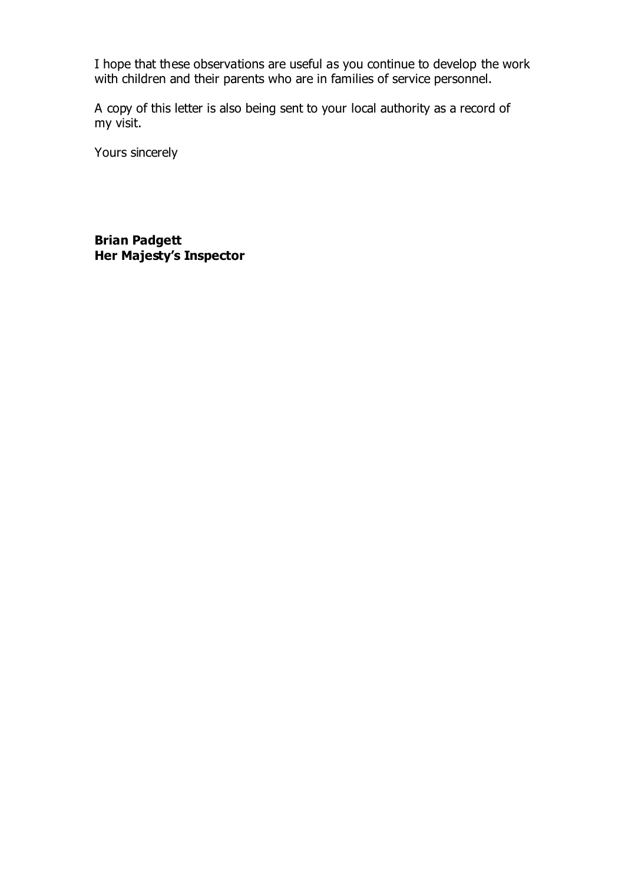I hope that these observations are useful as you continue to develop the work with children and their parents who are in families of service personnel.

A copy of this letter is also being sent to your local authority as a record of my visit.

Yours sincerely

**Brian Padgett**
**Her Majesty's Inspector**